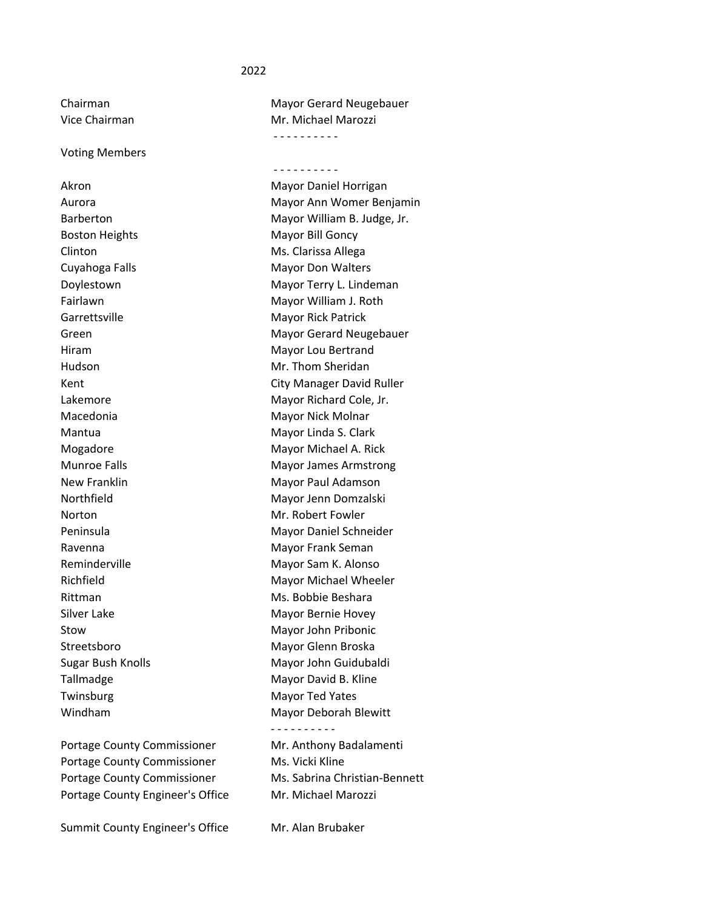2022

| | |
|---|---|
| Chairman | Mayor Gerard Neugebauer |
| Vice Chairman | Mr. Michael Marozzi |

- - - - - - - - - -

Voting Members

- - - - - - - - - -

| | |
|---|---|
| Akron | Mayor Daniel Horrigan |
| Aurora | Mayor Ann Womer Benjamin |
| Barberton | Mayor William B. Judge, Jr. |
| Boston Heights | Mayor Bill Goncy |
| Clinton | Ms. Clarissa Allega |
| Cuyahoga Falls | Mayor Don Walters |
| Doylestown | Mayor Terry L. Lindeman |
| Fairlawn | Mayor William J. Roth |
| Garrettsville | Mayor Rick Patrick |
| Green | Mayor Gerard Neugebauer |
| Hiram | Mayor Lou Bertrand |
| Hudson | Mr. Thom Sheridan |
| Kent | City Manager David Ruller |
| Lakemore | Mayor Richard Cole, Jr. |
| Macedonia | Mayor Nick Molnar |
| Mantua | Mayor Linda S. Clark |
| Mogadore | Mayor Michael A. Rick |
| Munroe Falls | Mayor James Armstrong |
| New Franklin | Mayor Paul Adamson |
| Northfield | Mayor Jenn Domzalski |
| Norton | Mr. Robert Fowler |
| Peninsula | Mayor Daniel Schneider |
| Ravenna | Mayor Frank Seman |
| Reminderville | Mayor Sam K. Alonso |
| Richfield | Mayor Michael Wheeler |
| Rittman | Ms. Bobbie Beshara |
| Silver Lake | Mayor Bernie Hovey |
| Stow | Mayor John Pribonic |
| Streetsboro | Mayor Glenn Broska |
| Sugar Bush Knolls | Mayor John Guidubaldi |
| Tallmadge | Mayor David B. Kline |
| Twinsburg | Mayor Ted Yates |
| Windham | Mayor Deborah Blewitt |

- - - - - - - - - -

| | |
|---|---|
| Portage County Commissioner | Mr. Anthony Badalamenti |
| Portage County Commissioner | Ms. Vicki Kline |
| Portage County Commissioner | Ms. Sabrina Christian-Bennett |
| Portage County Engineer's Office | Mr. Michael Marozzi |
| Summit County Engineer's Office | Mr. Alan Brubaker |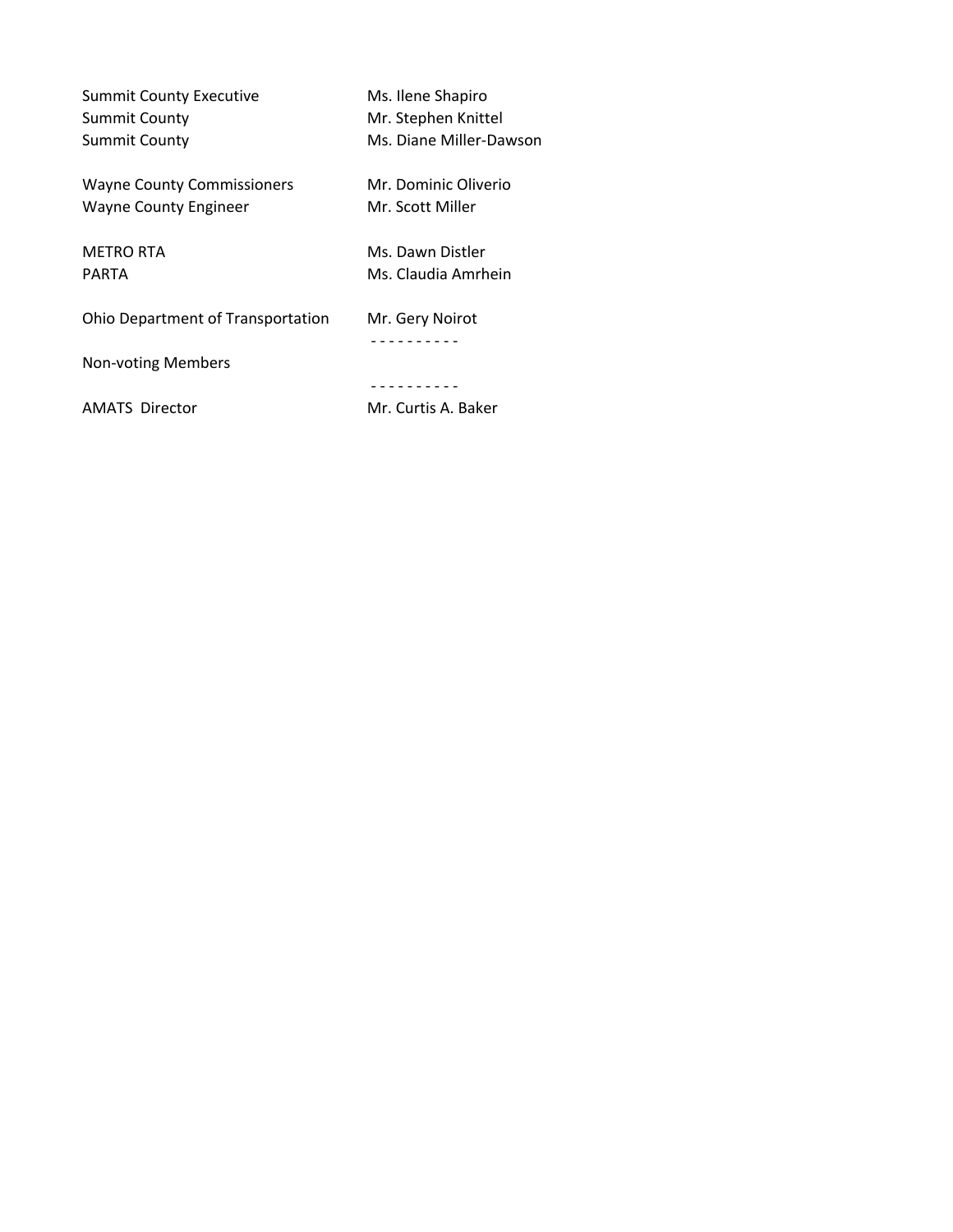| | |
|---|---|
| Summit County Executive | Ms. Ilene Shapiro |
| Summit County | Mr. Stephen Knittel |
| Summit County | Ms. Diane Miller-Dawson |
| | |
| Wayne County Commissioners | Mr. Dominic Oliverio |
| Wayne County Engineer | Mr. Scott Miller |
| | |
| METRO RTA | Ms. Dawn Distler |
| PARTA | Ms. Claudia Amrhein |
| | |
| Ohio Department of Transportation | Mr. Gery Noirot |
| | - - - - - - - - - - |
| Non-voting Members | |
| | - - - - - - - - - - |
| AMATS Director | Mr. Curtis A. Baker |